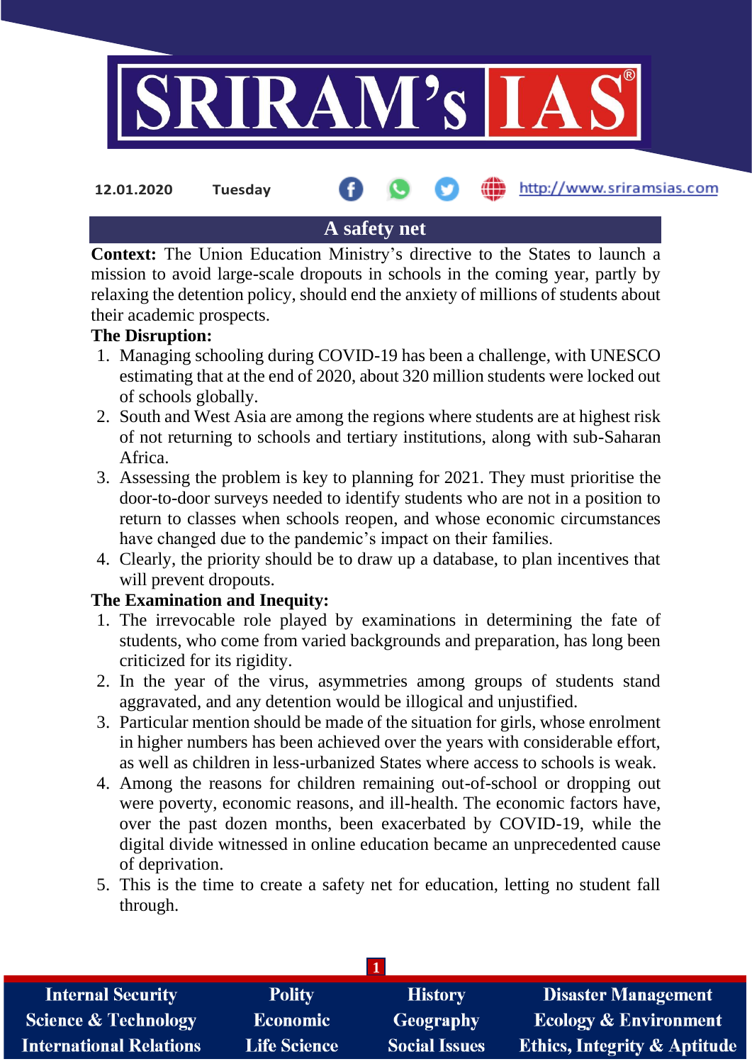12.01.2020 Tuesday

## A safety net

**Context:** The Union Education Ministry's directive to the States to launch a mission to avoid large-scale dropouts in schools in the coming year, partly by relaxing the detention policy, should end the anxiety of millions of students about their academic prospects.

**The Disruption:**

1. Managing schooling during COVID-19 has been a challenge, with UNESCO estimating that at the end of 2020, about 320 million students were locked out of schools globally.
2. South and West Asia are among the regions where students are at highest risk of not returning to schools and tertiary institutions, along with sub-Saharan Africa.
3. Assessing the problem is key to planning for 2021. They must prioritise the door-to-door surveys needed to identify students who are not in a position to return to classes when schools reopen, and whose economic circumstances have changed due to the pandemic's impact on their families.
4. Clearly, the priority should be to draw up a database, to plan incentives that will prevent dropouts.

**The Examination and Inequity:**

1. The irrevocable role played by examinations in determining the fate of students, who come from varied backgrounds and preparation, has long been criticized for its rigidity.
2. In the year of the virus, asymmetries among groups of students stand aggravated, and any detention would be illogical and unjustified.
3. Particular mention should be made of the situation for girls, whose enrolment in higher numbers has been achieved over the years with considerable effort, as well as children in less-urbanized States where access to schools is weak.
4. Among the reasons for children remaining out-of-school or dropping out were poverty, economic reasons, and ill-health. The economic factors have, over the past dozen months, been exacerbated by COVID-19, while the digital divide witnessed in online education became an unprecedented cause of deprivation.
5. This is the time to create a safety net for education, letting no student fall through.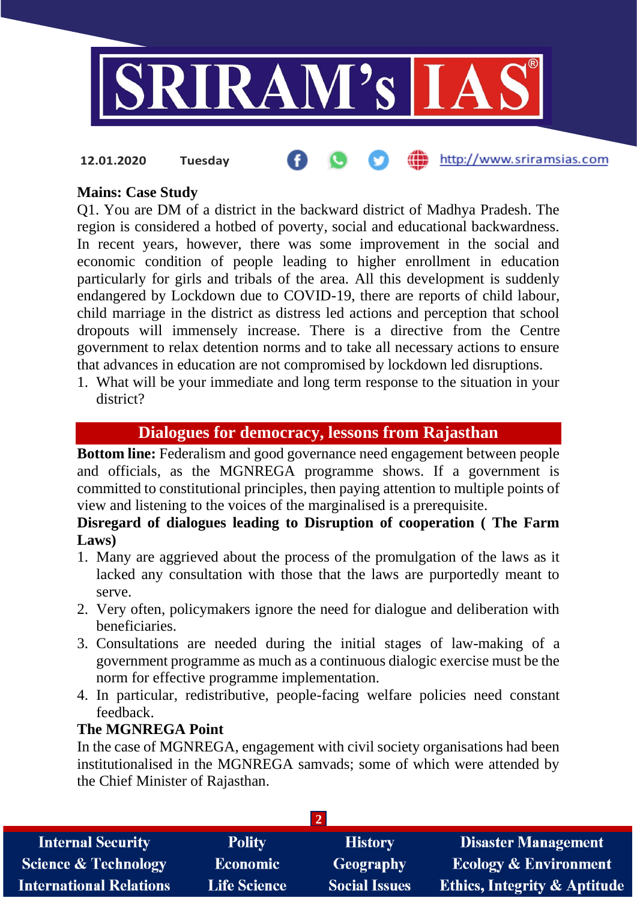**Mains: Case Study**

Q1. You are DM of a district in the backward district of Madhya Pradesh. The region is considered a hotbed of poverty, social and educational backwardness. In recent years, however, there was some improvement in the social and economic condition of people leading to higher enrollment in education particularly for girls and tribals of the area. All this development is suddenly endangered by Lockdown due to COVID-19, there are reports of child labour, child marriage in the district as distress led actions and perception that school dropouts will immensely increase. There is a directive from the Centre government to relax detention norms and to take all necessary actions to ensure that advances in education are not compromised by lockdown led disruptions.

1. What will be your immediate and long term response to the situation in your district?

## Dialogues for democracy, lessons from Rajasthan

**Bottom line:** Federalism and good governance need engagement between people and officials, as the MGNREGA programme shows. If a government is committed to constitutional principles, then paying attention to multiple points of view and listening to the voices of the marginalised is a prerequisite.

**Disregard of dialogues leading to Disruption of cooperation ( The Farm Laws)**

1. Many are aggrieved about the process of the promulgation of the laws as it lacked any consultation with those that the laws are purportedly meant to serve.
2. Very often, policymakers ignore the need for dialogue and deliberation with beneficiaries.
3. Consultations are needed during the initial stages of law-making of a government programme as much as a continuous dialogic exercise must be the norm for effective programme implementation.
4. In particular, redistributive, people-facing welfare policies need constant feedback.

**The MGNREGA Point**

In the case of MGNREGA, engagement with civil society organisations had been institutionalised in the MGNREGA samvads; some of which were attended by the Chief Minister of Rajasthan.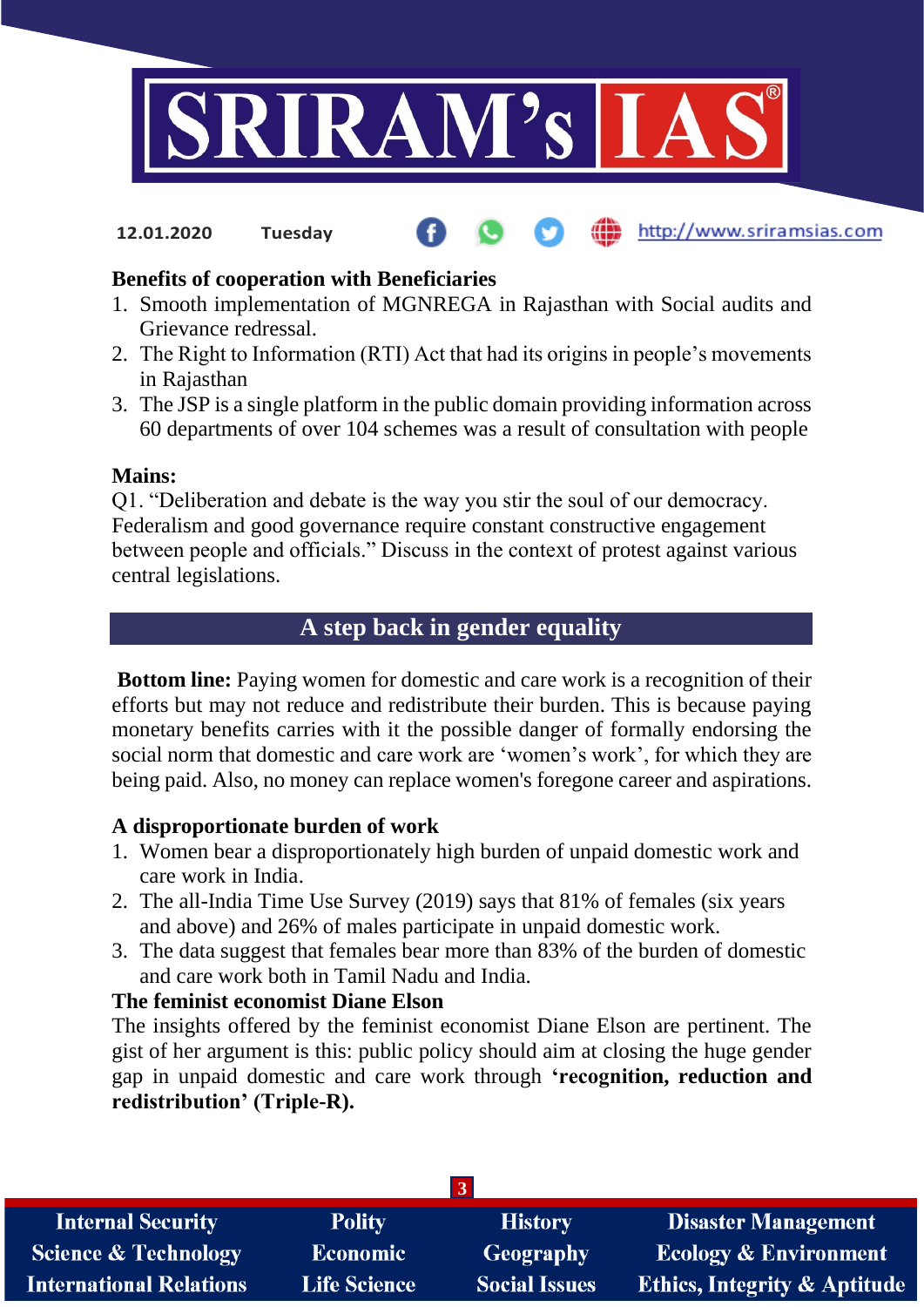### Benefits of cooperation with Beneficiaries

1. Smooth implementation of MGNREGA in Rajasthan with Social audits and Grievance redressal.
2. The Right to Information (RTI) Act that had its origins in people's movements in Rajasthan
3. The JSP is a single platform in the public domain providing information across 60 departments of over 104 schemes was a result of consultation with people

### Mains:

Q1. "Deliberation and debate is the way you stir the soul of our democracy. Federalism and good governance require constant constructive engagement between people and officials." Discuss in the context of protest against various central legislations.

## A step back in gender equality

**Bottom line:** Paying women for domestic and care work is a recognition of their efforts but may not reduce and redistribute their burden. This is because paying monetary benefits carries with it the possible danger of formally endorsing the social norm that domestic and care work are 'women's work', for which they are being paid. Also, no money can replace women's foregone career and aspirations.

### A disproportionate burden of work

1. Women bear a disproportionately high burden of unpaid domestic work and care work in India.
2. The all-India Time Use Survey (2019) says that 81% of females (six years and above) and 26% of males participate in unpaid domestic work.
3. The data suggest that females bear more than 83% of the burden of domestic and care work both in Tamil Nadu and India.

### The feminist economist Diane Elson

The insights offered by the feminist economist Diane Elson are pertinent. The gist of her argument is this: public policy should aim at closing the huge gender gap in unpaid domestic and care work through **'recognition, reduction and redistribution' (Triple-R).**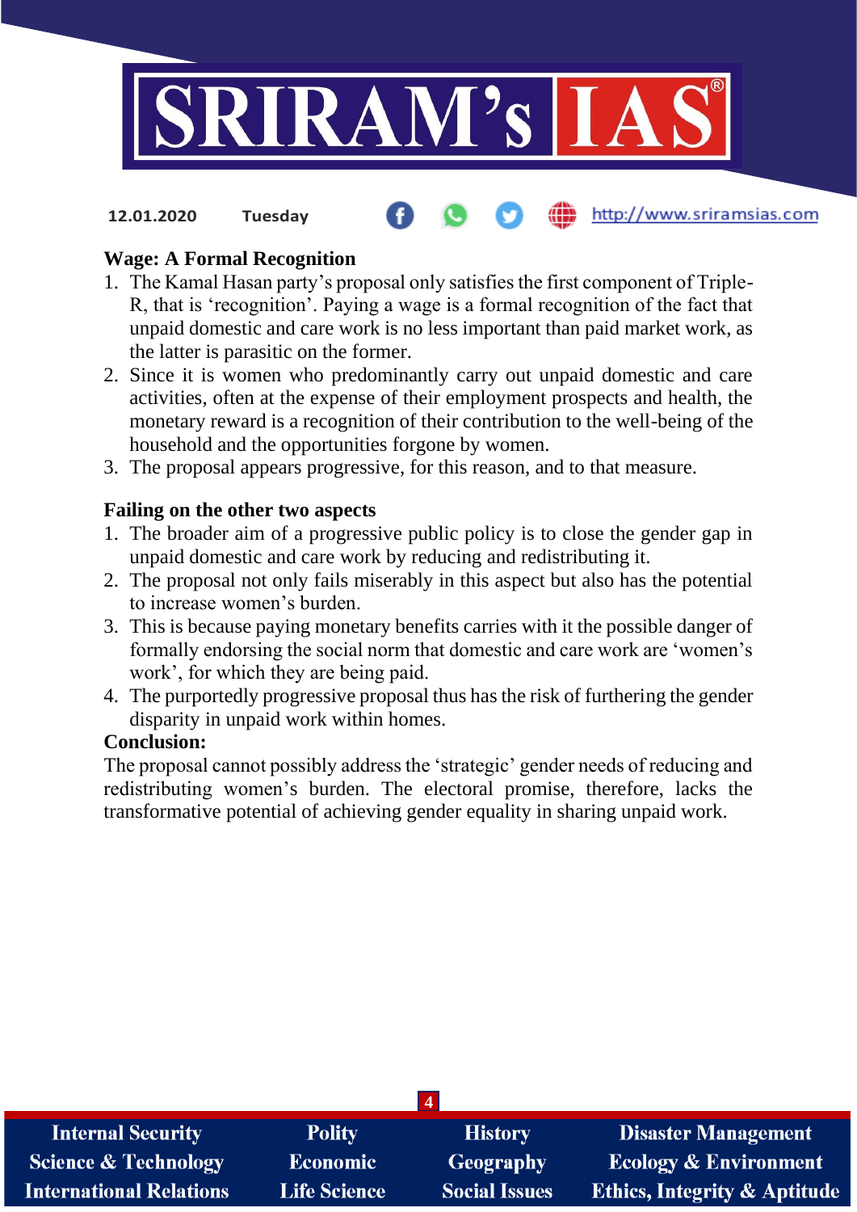**Wage: A Formal Recognition**

1. The Kamal Hasan party's proposal only satisfies the first component of Triple-R, that is 'recognition'. Paying a wage is a formal recognition of the fact that unpaid domestic and care work is no less important than paid market work, as the latter is parasitic on the former.
2. Since it is women who predominantly carry out unpaid domestic and care activities, often at the expense of their employment prospects and health, the monetary reward is a recognition of their contribution to the well-being of the household and the opportunities forgone by women.
3. The proposal appears progressive, for this reason, and to that measure.

**Failing on the other two aspects**

1. The broader aim of a progressive public policy is to close the gender gap in unpaid domestic and care work by reducing and redistributing it.
2. The proposal not only fails miserably in this aspect but also has the potential to increase women's burden.
3. This is because paying monetary benefits carries with it the possible danger of formally endorsing the social norm that domestic and care work are 'women's work', for which they are being paid.
4. The purportedly progressive proposal thus has the risk of furthering the gender disparity in unpaid work within homes.

**Conclusion:**

The proposal cannot possibly address the 'strategic' gender needs of reducing and redistributing women's burden. The electoral promise, therefore, lacks the transformative potential of achieving gender equality in sharing unpaid work.